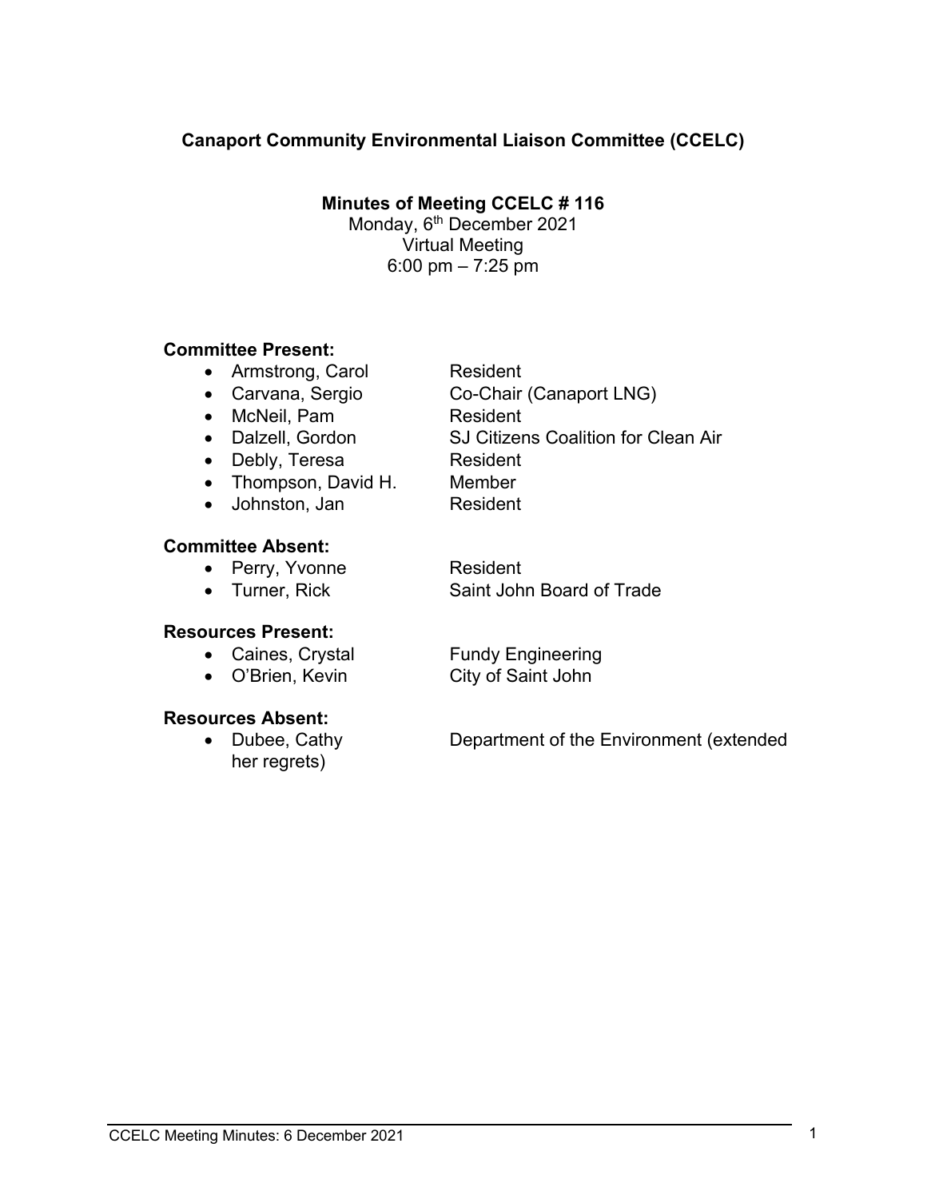**Canaport Community Environmental Liaison Committee (CCELC)**

**Minutes of Meeting CCELC # 116**
Monday, 6th December 2021
Virtual Meeting
6:00 pm – 7:25 pm

**Committee Present:**

- Armstrong, Carol — Resident
- Carvana, Sergio — Co-Chair (Canaport LNG)
- McNeil, Pam — Resident
- Dalzell, Gordon — SJ Citizens Coalition for Clean Air
- Debly, Teresa — Resident
- Thompson, David H. — Member
- Johnston, Jan — Resident

**Committee Absent:**

- Perry, Yvonne — Resident
- Turner, Rick — Saint John Board of Trade

**Resources Present:**

- Caines, Crystal — Fundy Engineering
- O'Brien, Kevin — City of Saint John

**Resources Absent:**

- Dubee, Cathy — Department of the Environment (extended her regrets)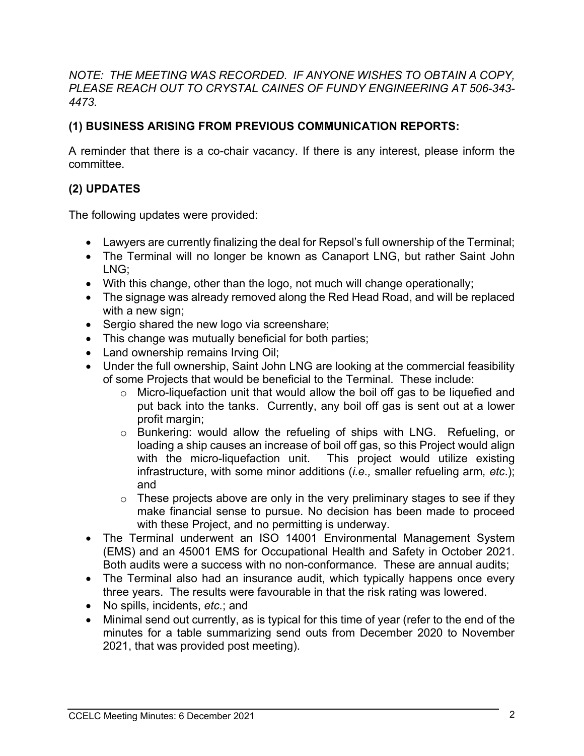*NOTE: THE MEETING WAS RECORDED. IF ANYONE WISHES TO OBTAIN A COPY, PLEASE REACH OUT TO CRYSTAL CAINES OF FUNDY ENGINEERING AT 506-343-4473.*

## (1) BUSINESS ARISING FROM PREVIOUS COMMUNICATION REPORTS:

A reminder that there is a co-chair vacancy. If there is any interest, please inform the committee.

## (2) UPDATES

The following updates were provided:

- Lawyers are currently finalizing the deal for Repsol's full ownership of the Terminal;
- The Terminal will no longer be known as Canaport LNG, but rather Saint John LNG;
- With this change, other than the logo, not much will change operationally;
- The signage was already removed along the Red Head Road, and will be replaced with a new sign;
- Sergio shared the new logo via screenshare;
- This change was mutually beneficial for both parties;
- Land ownership remains Irving Oil;
- Under the full ownership, Saint John LNG are looking at the commercial feasibility of some Projects that would be beneficial to the Terminal. These include:
    - Micro-liquefaction unit that would allow the boil off gas to be liquefied and put back into the tanks. Currently, any boil off gas is sent out at a lower profit margin;
    - Bunkering: would allow the refueling of ships with LNG. Refueling, or loading a ship causes an increase of boil off gas, so this Project would align with the micro-liquefaction unit. This project would utilize existing infrastructure, with some minor additions (*i.e.,* smaller refueling arm*, etc*.); and
    - These projects above are only in the very preliminary stages to see if they make financial sense to pursue. No decision has been made to proceed with these Project, and no permitting is underway.
- The Terminal underwent an ISO 14001 Environmental Management System (EMS) and an 45001 EMS for Occupational Health and Safety in October 2021. Both audits were a success with no non-conformance. These are annual audits;
- The Terminal also had an insurance audit, which typically happens once every three years. The results were favourable in that the risk rating was lowered.
- No spills, incidents, *etc.*; and
- Minimal send out currently, as is typical for this time of year (refer to the end of the minutes for a table summarizing send outs from December 2020 to November 2021, that was provided post meeting).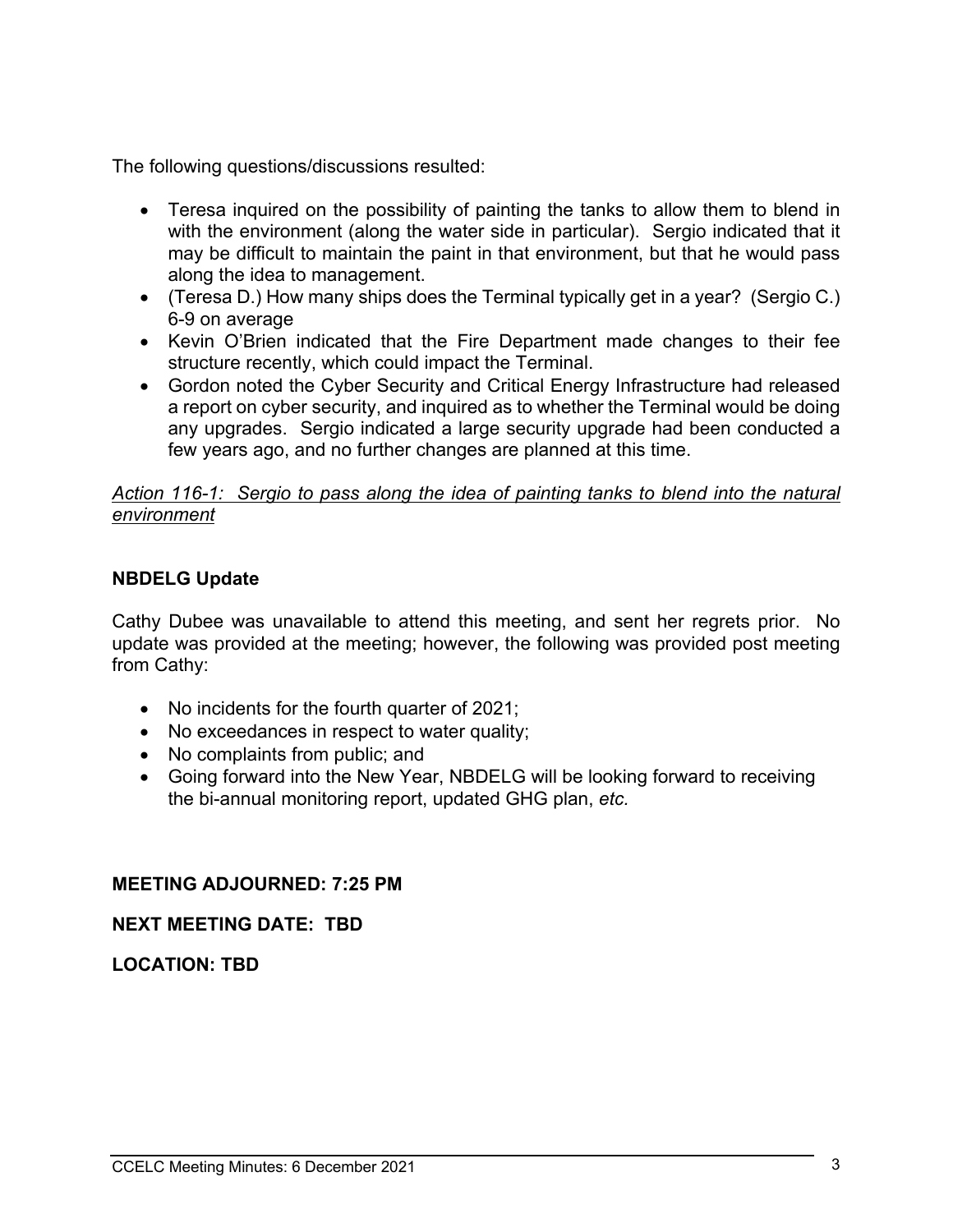The following questions/discussions resulted:

- Teresa inquired on the possibility of painting the tanks to allow them to blend in with the environment (along the water side in particular). Sergio indicated that it may be difficult to maintain the paint in that environment, but that he would pass along the idea to management.
- (Teresa D.) How many ships does the Terminal typically get in a year? (Sergio C.) 6-9 on average
- Kevin O'Brien indicated that the Fire Department made changes to their fee structure recently, which could impact the Terminal.
- Gordon noted the Cyber Security and Critical Energy Infrastructure had released a report on cyber security, and inquired as to whether the Terminal would be doing any upgrades. Sergio indicated a large security upgrade had been conducted a few years ago, and no further changes are planned at this time.

*Action 116-1: Sergio to pass along the idea of painting tanks to blend into the natural environment*

**NBDELG Update**

Cathy Dubee was unavailable to attend this meeting, and sent her regrets prior. No update was provided at the meeting; however, the following was provided post meeting from Cathy:

- No incidents for the fourth quarter of 2021;
- No exceedances in respect to water quality;
- No complaints from public; and
- Going forward into the New Year, NBDELG will be looking forward to receiving the bi-annual monitoring report, updated GHG plan, *etc.*

**MEETING ADJOURNED: 7:25 PM**

**NEXT MEETING DATE: TBD**

**LOCATION: TBD**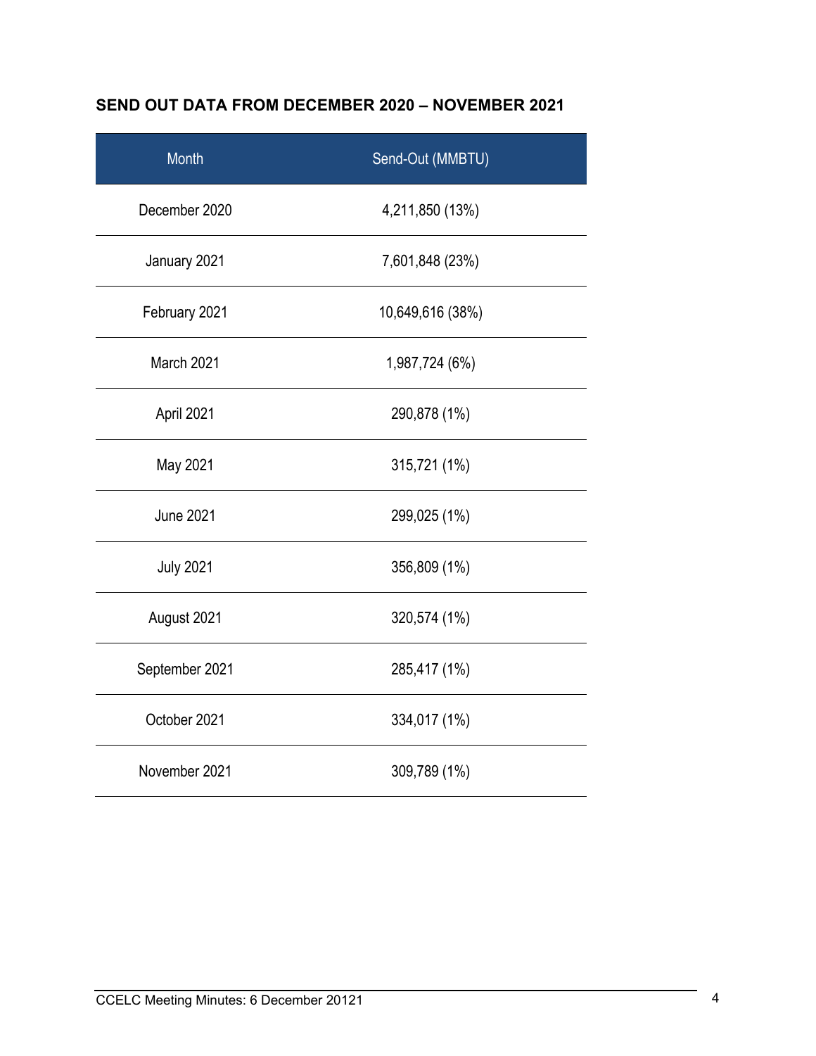**SEND OUT DATA FROM DECEMBER 2020 – NOVEMBER 2021**

| Month | Send-Out (MMBTU) |
|---|---|
| December 2020 | 4,211,850 (13%) |
| January 2021 | 7,601,848 (23%) |
| February 2021 | 10,649,616 (38%) |
| March 2021 | 1,987,724 (6%) |
| April 2021 | 290,878 (1%) |
| May 2021 | 315,721 (1%) |
| June 2021 | 299,025 (1%) |
| July 2021 | 356,809 (1%) |
| August 2021 | 320,574 (1%) |
| September 2021 | 285,417 (1%) |
| October 2021 | 334,017 (1%) |
| November 2021 | 309,789 (1%) |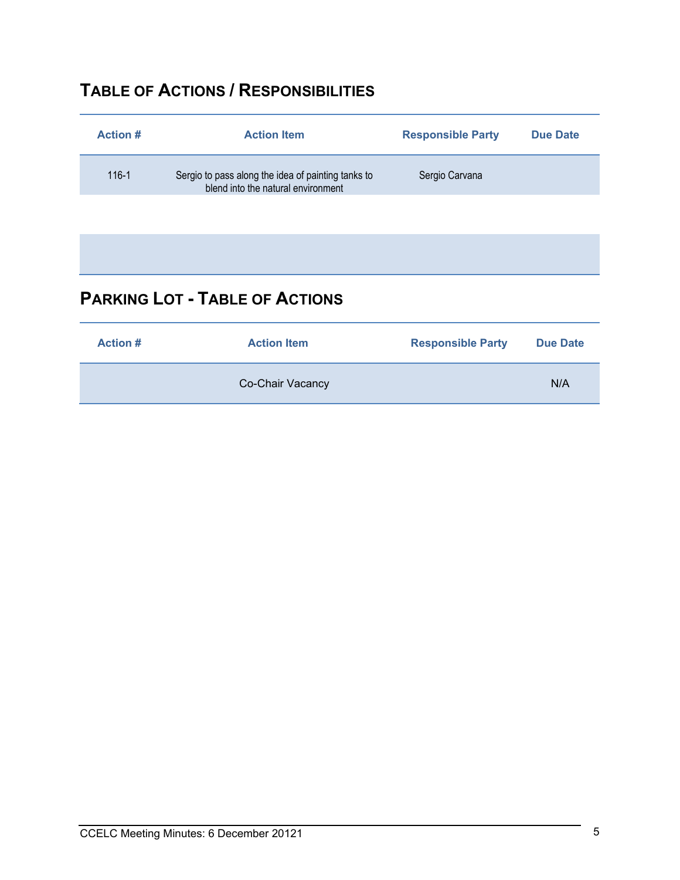## Table of Actions / Responsibilities

| Action # | Action Item | Responsible Party | Due Date |
|---|---|---|---|
| 116-1 | Sergio to pass along the idea of painting tanks to blend into the natural environment | Sergio Carvana | |
| | | | |

## Parking Lot - Table of Actions

| Action # | Action Item | Responsible Party | Due Date |
|---|---|---|---|
| | Co-Chair Vacancy | | N/A |